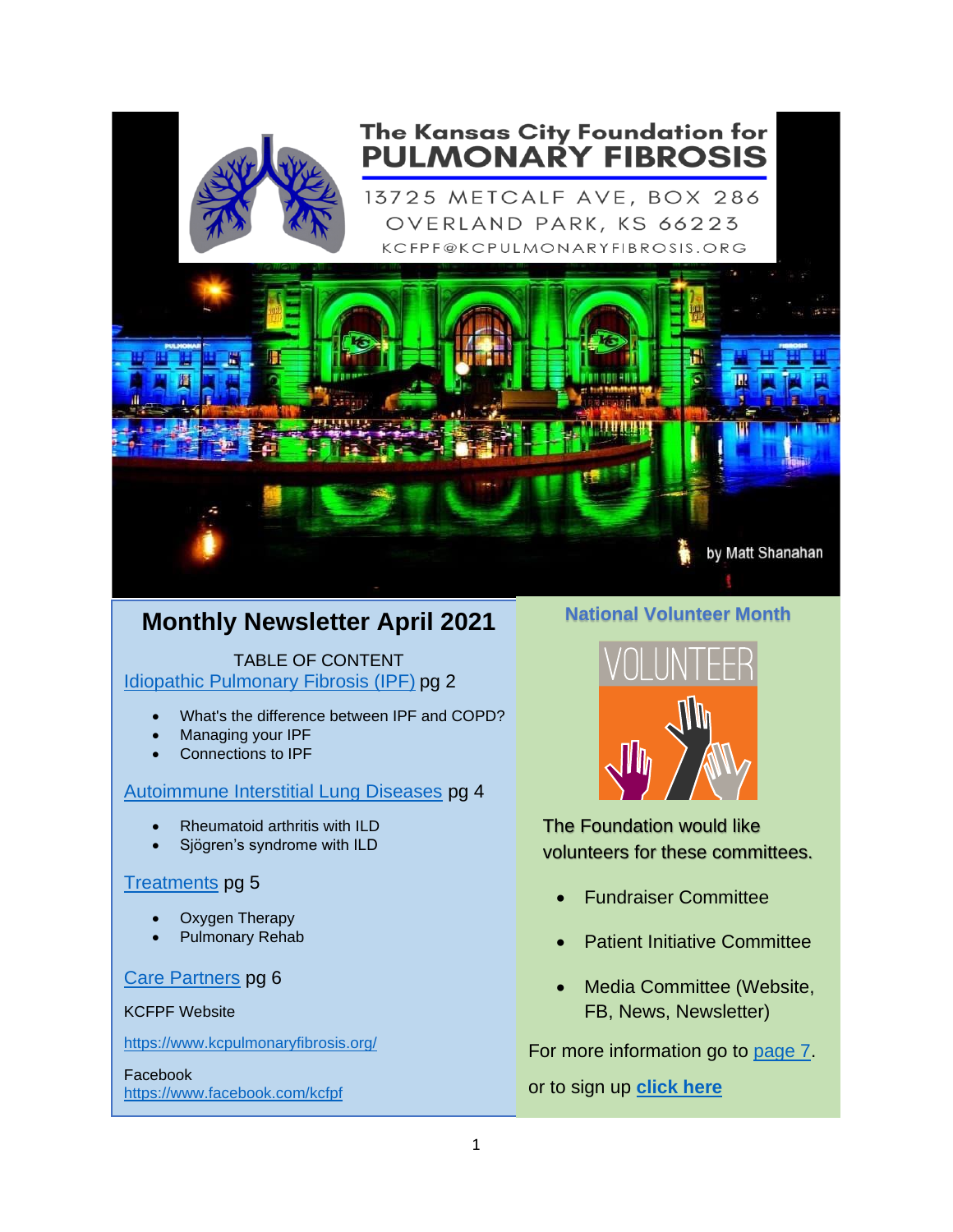# The Kansas City Foundation for PULMONARY FIBROSIS

13725 METCALF AVE, BOX 286
OVERLAND PARK, KS 66223
KCFPF@KCPULMONARYFIBROSIS.ORG

by Matt Shanahan

## Monthly Newsletter April 2021

TABLE OF CONTENT

Idiopathic Pulmonary Fibrosis (IPF) pg 2

- What's the difference between IPF and COPD?
- Managing your IPF
- Connections to IPF

Autoimmune Interstitial Lung Diseases pg 4

- Rheumatoid arthritis with ILD
- Sjögren's syndrome with ILD

Treatments pg 5

- Oxygen Therapy
- Pulmonary Rehab

Care Partners pg 6

KCFPF Website

https://www.kcpulmonaryfibrosis.org/

Facebook
https://www.facebook.com/kcfpf

## National Volunteer Month

VOLUNTEER

The Foundation would like volunteers for these committees.

- Fundraiser Committee
- Patient Initiative Committee
- Media Committee (Website, FB, News, Newsletter)

For more information go to page 7.

or to sign up **click here**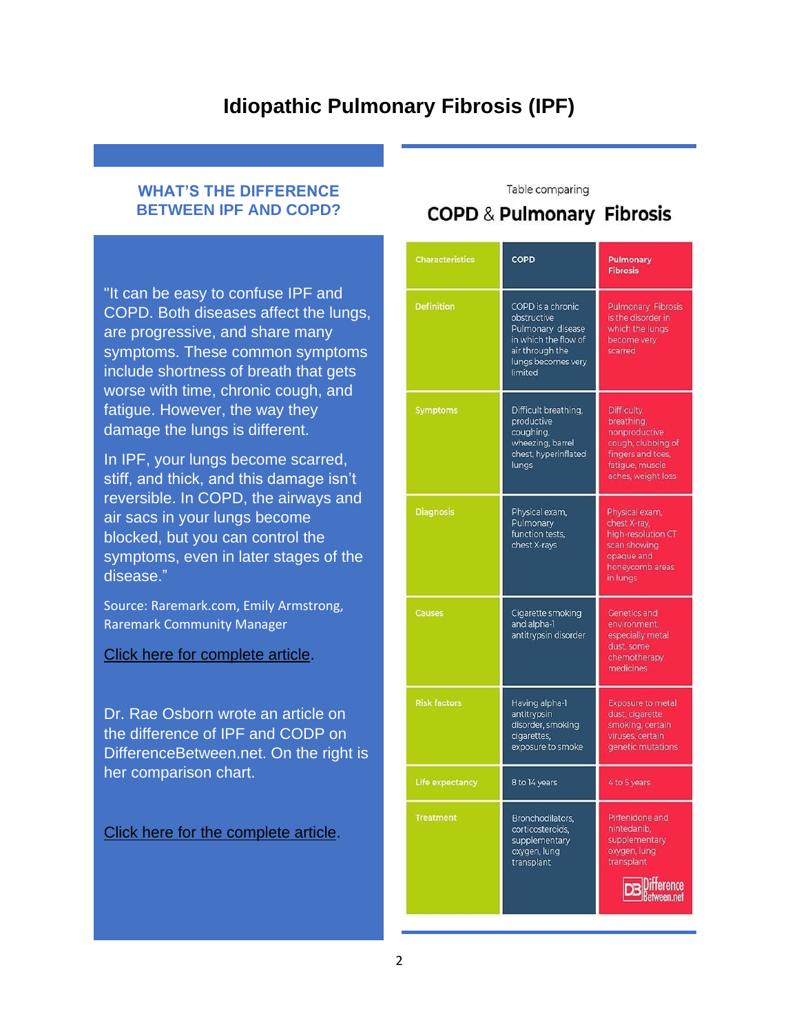# Idiopathic Pulmonary Fibrosis (IPF)

## WHAT'S THE DIFFERENCE BETWEEN IPF AND COPD?

"It can be easy to confuse IPF and COPD. Both diseases affect the lungs, are progressive, and share many symptoms. These common symptoms include shortness of breath that gets worse with time, chronic cough, and fatigue. However, the way they damage the lungs is different.

In IPF, your lungs become scarred, stiff, and thick, and this damage isn't reversible. In COPD, the airways and air sacs in your lungs become blocked, but you can control the symptoms, even in later stages of the disease."

Source: Raremark.com, Emily Armstrong, Raremark Community Manager

Click here for complete article.

Dr. Rae Osborn wrote an article on the difference of IPF and CODP on DifferenceBetween.net. On the right is her comparison chart.

Click here for the complete article.

Table comparing

**COPD & Pulmonary Fibrosis**

| Characteristics | COPD | Pulmonary Fibrosis |
| --- | --- | --- |
| Definition | COPD is a chronic obstructive Pulmonary disease in which the flow of air through the lungs becomes very limited | Pulmonary Fibrosis is the disorder in which the lungs become very scarred |
| Symptoms | Difficult breathing, productive coughing, wheezing, barrel chest, hyperinflated lungs | Difficulty breathing, nonproductive cough, clubbing of fingers and toes, fatigue, muscle aches, weight loss |
| Diagnosis | Physical exam, Pulmonary function tests, chest X-rays | Physical exam, chest X-ray, high-resolution CT scan showing opaque and honeycomb areas in lungs |
| Causes | Cigarette smoking and alpha-1 antitrypsin disorder | Genetics and environment, especially metal dust, some chemotherapy medicines |
| Risk factors | Having alpha-1 antitrypsin disorder, smoking cigarettes, exposure to smoke | Exposure to metal dust, cigarette smoking, certain viruses, certain genetic mutations |
| Life expectancy | 8 to 14 years | 4 to 5 years |
| Treatment | Bronchodilators, corticosteroids, supplementary oxygen, lung transplant | Pirfenidone and nintedanib, supplementary oxygen, lung transplant |

DifferenceBetween.net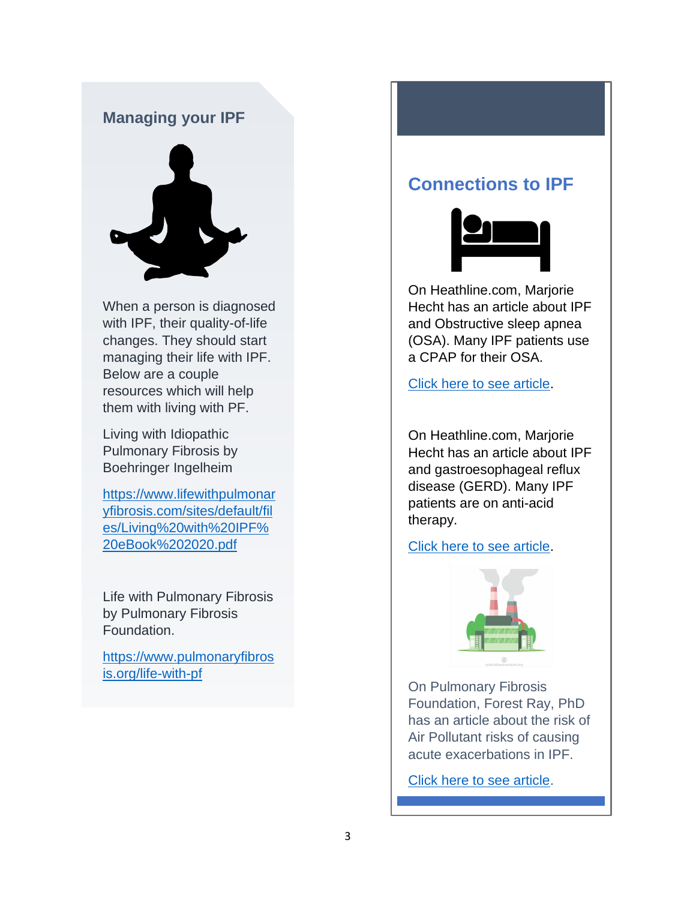## Managing your IPF

When a person is diagnosed with IPF, their quality-of-life changes. They should start managing their life with IPF. Below are a couple resources which will help them with living with PF.

Living with Idiopathic Pulmonary Fibrosis by Boehringer Ingelheim

https://www.lifewithpulmonaryfibrosis.com/sites/default/files/Living%20with%20IPF%20eBook%202020.pdf

Life with Pulmonary Fibrosis by Pulmonary Fibrosis Foundation.

https://www.pulmonaryfibrosis.org/life-with-pf

## Connections to IPF

On Heathline.com, Marjorie Hecht has an article about IPF and Obstructive sleep apnea (OSA). Many IPF patients use a CPAP for their OSA.

Click here to see article.

On Heathline.com, Marjorie Hecht has an article about IPF and gastroesophageal reflux disease (GERD). Many IPF patients are on anti-acid therapy.

Click here to see article.

On Pulmonary Fibrosis Foundation, Forest Ray, PhD has an article about the risk of Air Pollutant risks of causing acute exacerbations in IPF.

Click here to see article.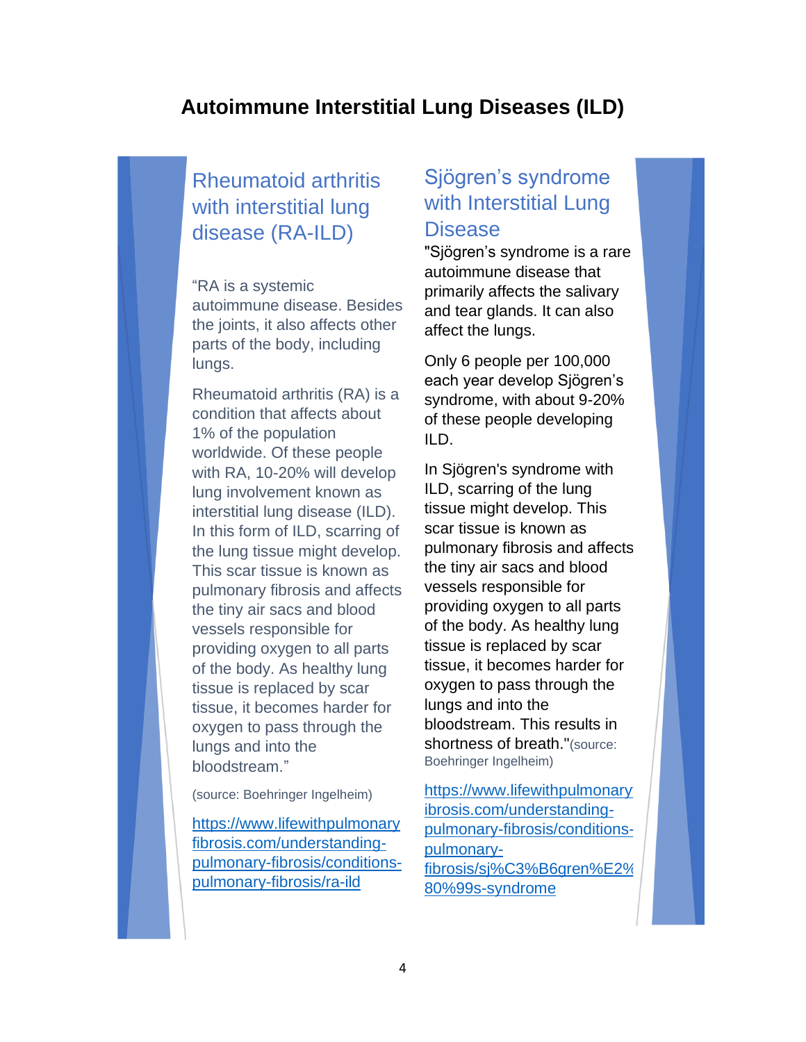# Autoimmune Interstitial Lung Diseases (ILD)

## Rheumatoid arthritis with interstitial lung disease (RA-ILD)

"RA is a systemic autoimmune disease. Besides the joints, it also affects other parts of the body, including lungs.

Rheumatoid arthritis (RA) is a condition that affects about 1% of the population worldwide. Of these people with RA, 10-20% will develop lung involvement known as interstitial lung disease (ILD). In this form of ILD, scarring of the lung tissue might develop. This scar tissue is known as pulmonary fibrosis and affects the tiny air sacs and blood vessels responsible for providing oxygen to all parts of the body. As healthy lung tissue is replaced by scar tissue, it becomes harder for oxygen to pass through the lungs and into the bloodstream."

(source: Boehringer Ingelheim)

https://www.lifewithpulmonaryfibrosis.com/understanding-pulmonary-fibrosis/conditions-pulmonary-fibrosis/ra-ild

## Sjögren's syndrome with Interstitial Lung Disease

"Sjögren's syndrome is a rare autoimmune disease that primarily affects the salivary and tear glands. It can also affect the lungs.

Only 6 people per 100,000 each year develop Sjögren's syndrome, with about 9-20% of these people developing ILD.

In Sjögren's syndrome with ILD, scarring of the lung tissue might develop. This scar tissue is known as pulmonary fibrosis and affects the tiny air sacs and blood vessels responsible for providing oxygen to all parts of the body. As healthy lung tissue is replaced by scar tissue, it becomes harder for oxygen to pass through the lungs and into the bloodstream. This results in shortness of breath."(source: Boehringer Ingelheim)

https://www.lifewithpulmonaryfibrosis.com/understanding-pulmonary-fibrosis/conditions-pulmonary-fibrosis/sj%C3%B6gren%E2%80%99s-syndrome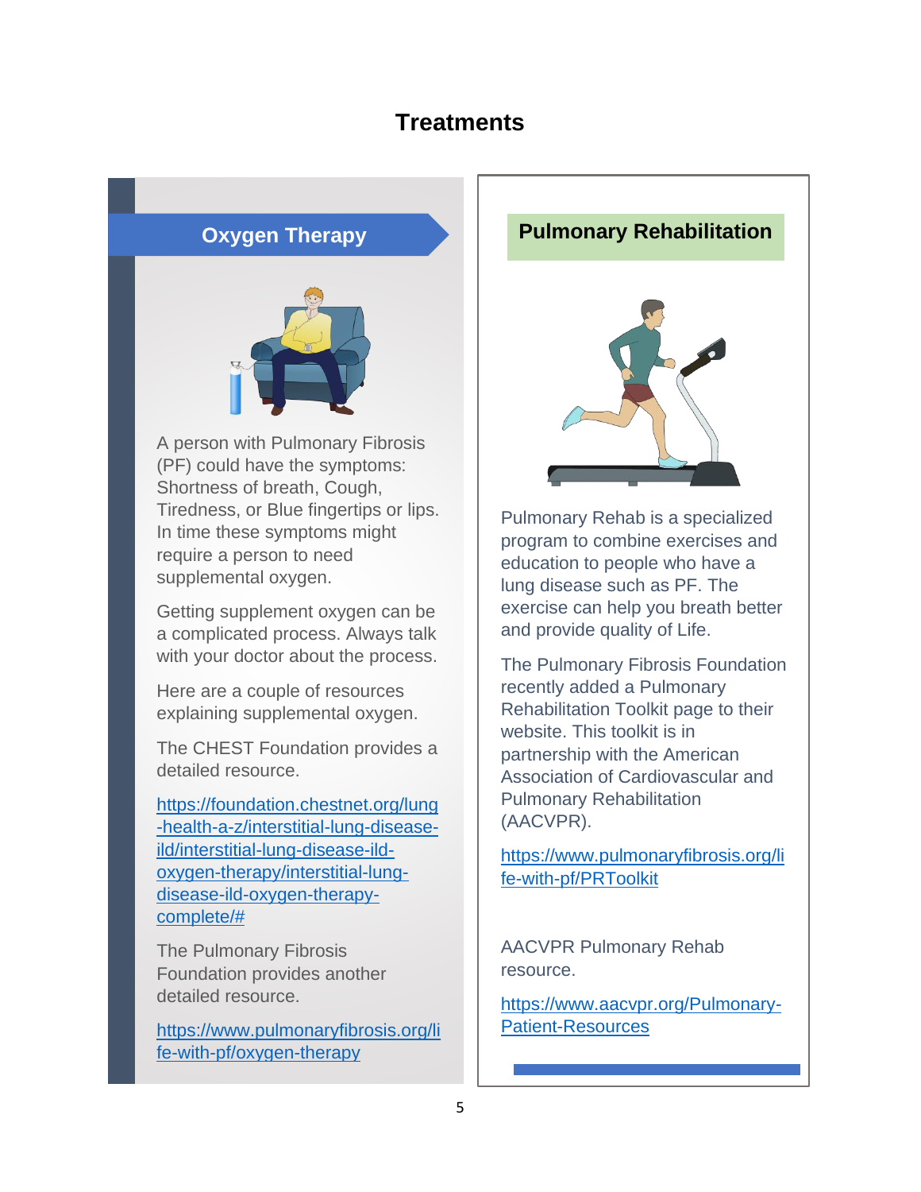# Treatments

## Oxygen Therapy

A person with Pulmonary Fibrosis (PF) could have the symptoms: Shortness of breath, Cough, Tiredness, or Blue fingertips or lips. In time these symptoms might require a person to need supplemental oxygen.

Getting supplement oxygen can be a complicated process. Always talk with your doctor about the process.

Here are a couple of resources explaining supplemental oxygen.

The CHEST Foundation provides a detailed resource.

https://foundation.chestnet.org/lung-health-a-z/interstitial-lung-disease-ild/interstitial-lung-disease-ild-oxygen-therapy/interstitial-lung-disease-ild-oxygen-therapy-complete/#

The Pulmonary Fibrosis Foundation provides another detailed resource.

https://www.pulmonaryfibrosis.org/life-with-pf/oxygen-therapy

## Pulmonary Rehabilitation

Pulmonary Rehab is a specialized program to combine exercises and education to people who have a lung disease such as PF. The exercise can help you breath better and provide quality of Life.

The Pulmonary Fibrosis Foundation recently added a Pulmonary Rehabilitation Toolkit page to their website. This toolkit is in partnership with the American Association of Cardiovascular and Pulmonary Rehabilitation (AACVPR).

https://www.pulmonaryfibrosis.org/life-with-pf/PRToolkit

AACVPR Pulmonary Rehab resource.

https://www.aacvpr.org/Pulmonary-Patient-Resources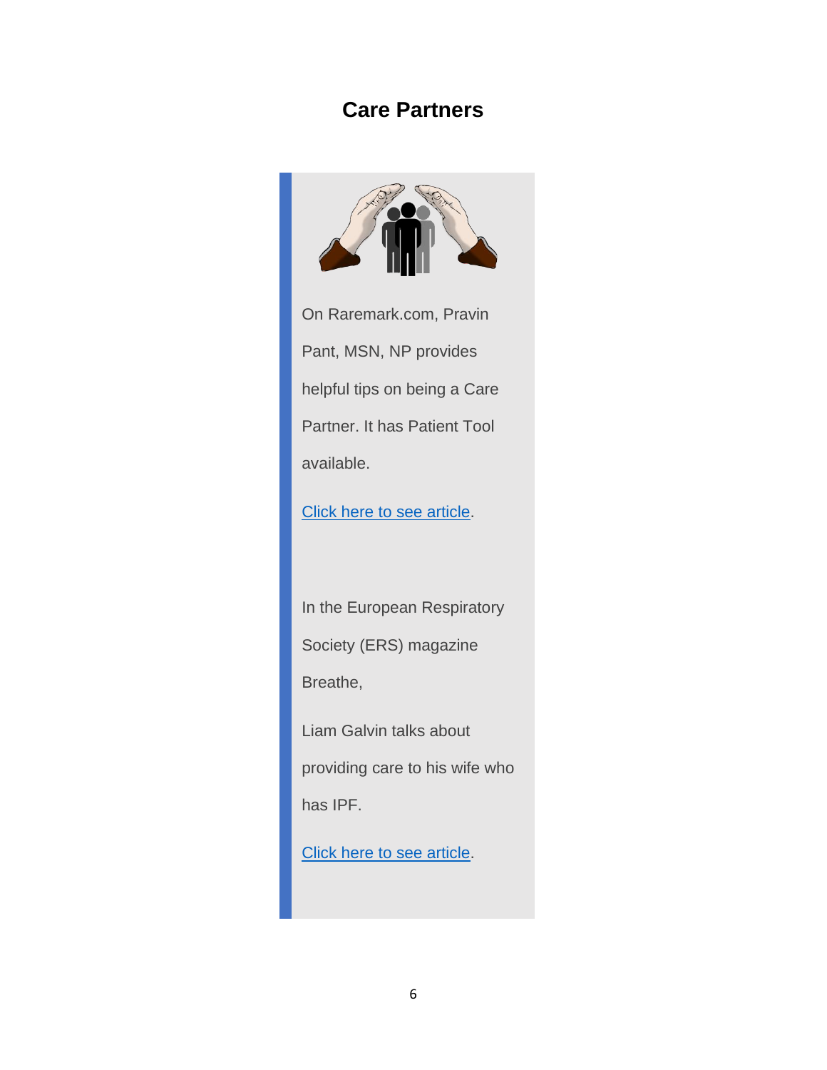## Care Partners

On Raremark.com, Pravin Pant, MSN, NP provides helpful tips on being a Care Partner. It has Patient Tool available.

Click here to see article.

In the European Respiratory Society (ERS) magazine Breathe,

Liam Galvin talks about providing care to his wife who has IPF.

Click here to see article.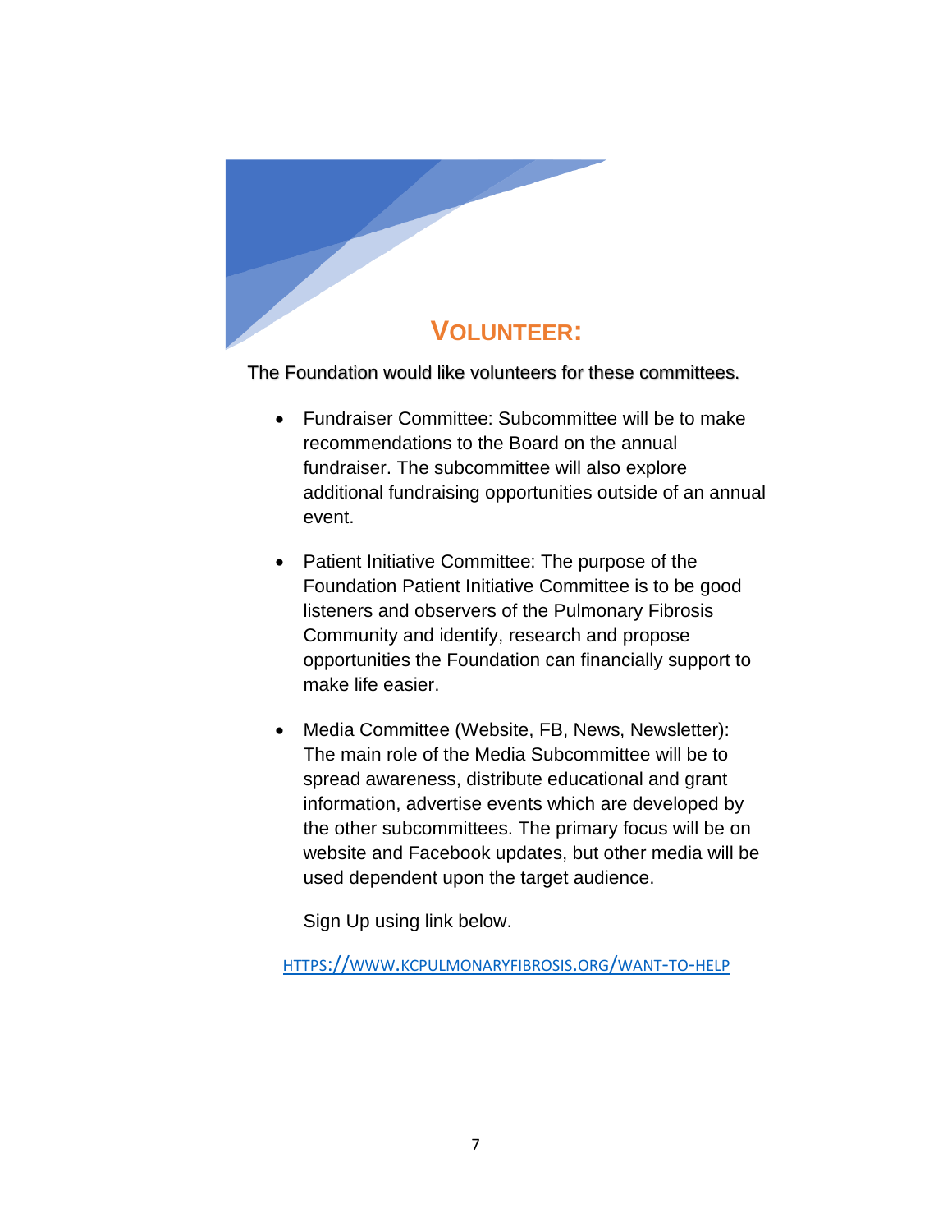## VOLUNTEER:

The Foundation would like volunteers for these committees.

- Fundraiser Committee: Subcommittee will be to make recommendations to the Board on the annual fundraiser. The subcommittee will also explore additional fundraising opportunities outside of an annual event.

- Patient Initiative Committee: The purpose of the Foundation Patient Initiative Committee is to be good listeners and observers of the Pulmonary Fibrosis Community and identify, research and propose opportunities the Foundation can financially support to make life easier.

- Media Committee (Website, FB, News, Newsletter): The main role of the Media Subcommittee will be to spread awareness, distribute educational and grant information, advertise events which are developed by the other subcommittees. The primary focus will be on website and Facebook updates, but other media will be used dependent upon the target audience.

  Sign Up using link below.

HTTPS://WWW.KCPULMONARYFIBROSIS.ORG/WANT-TO-HELP